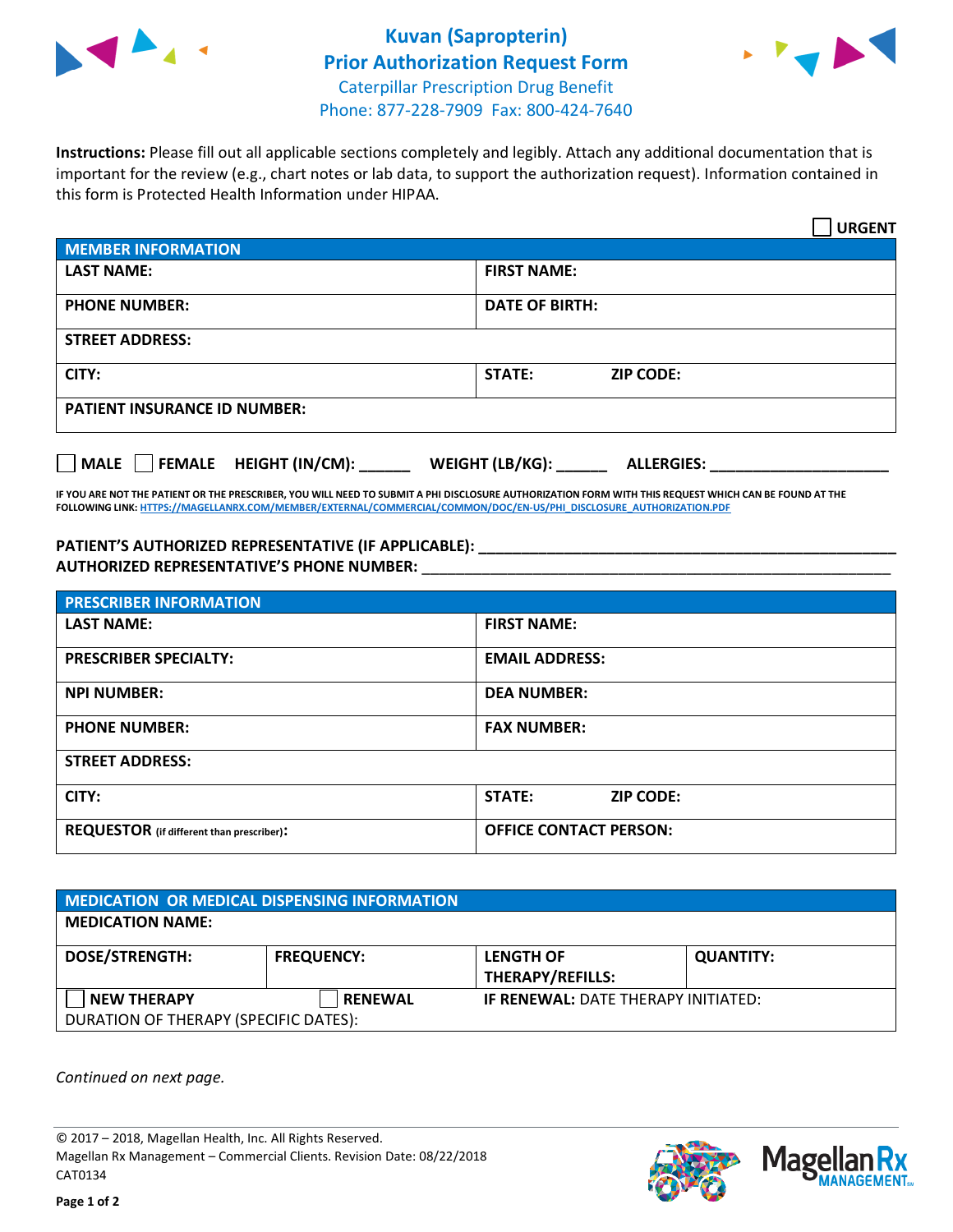# Kuvan (Sapropterin)
## Prior Authorization Request Form

Caterpillar Prescription Drug Benefit
Phone: 877-228-7909 Fax: 800-424-7640

**Instructions:** Please fill out all applicable sections completely and legibly. Attach any additional documentation that is important for the review (e.g., chart notes or lab data, to support the authorization request). Information contained in this form is Protected Health Information under HIPAA.

☐ **URGENT**

| MEMBER INFORMATION | |
|---|---|
| **LAST NAME:** | **FIRST NAME:** |
| **PHONE NUMBER:** | **DATE OF BIRTH:** |
| **STREET ADDRESS:** | |
| **CITY:** | **STATE:** **ZIP CODE:** |
| **PATIENT INSURANCE ID NUMBER:** | |

☐ **MALE** ☐ **FEMALE** **HEIGHT (IN/CM):** ______ **WEIGHT (LB/KG):** ______ **ALLERGIES:** ____________________

**IF YOU ARE NOT THE PATIENT OR THE PRESCRIBER, YOU WILL NEED TO SUBMIT A PHI DISCLOSURE AUTHORIZATION FORM WITH THIS REQUEST WHICH CAN BE FOUND AT THE FOLLOWING LINK: HTTPS://MAGELLANRX.COM/MEMBER/EXTERNAL/COMMERCIAL/COMMON/DOC/EN-US/PHI_DISCLOSURE_AUTHORIZATION.PDF**

**PATIENT'S AUTHORIZED REPRESENTATIVE (IF APPLICABLE):** ____________________________________________

**AUTHORIZED REPRESENTATIVE'S PHONE NUMBER:** ____________________________________________

| PRESCRIBER INFORMATION | |
|---|---|
| **LAST NAME:** | **FIRST NAME:** |
| **PRESCRIBER SPECIALTY:** | **EMAIL ADDRESS:** |
| **NPI NUMBER:** | **DEA NUMBER:** |
| **PHONE NUMBER:** | **FAX NUMBER:** |
| **STREET ADDRESS:** | |
| **CITY:** | **STATE:** **ZIP CODE:** |
| **REQUESTOR** (if different than prescriber)**:** | **OFFICE CONTACT PERSON:** |

| MEDICATION OR MEDICAL DISPENSING INFORMATION | | | |
|---|---|---|---|
| **MEDICATION NAME:** | | | |
| **DOSE/STRENGTH:** | **FREQUENCY:** | **LENGTH OF THERAPY/REFILLS:** | **QUANTITY:** |
| ☐ **NEW THERAPY** | ☐ **RENEWAL** | **IF RENEWAL:** DATE THERAPY INITIATED: | |
| DURATION OF THERAPY (SPECIFIC DATES): | | | |

*Continued on next page.*

© 2017 – 2018, Magellan Health, Inc. All Rights Reserved.
Magellan Rx Management – Commercial Clients. Revision Date: 08/22/2018
CAT0134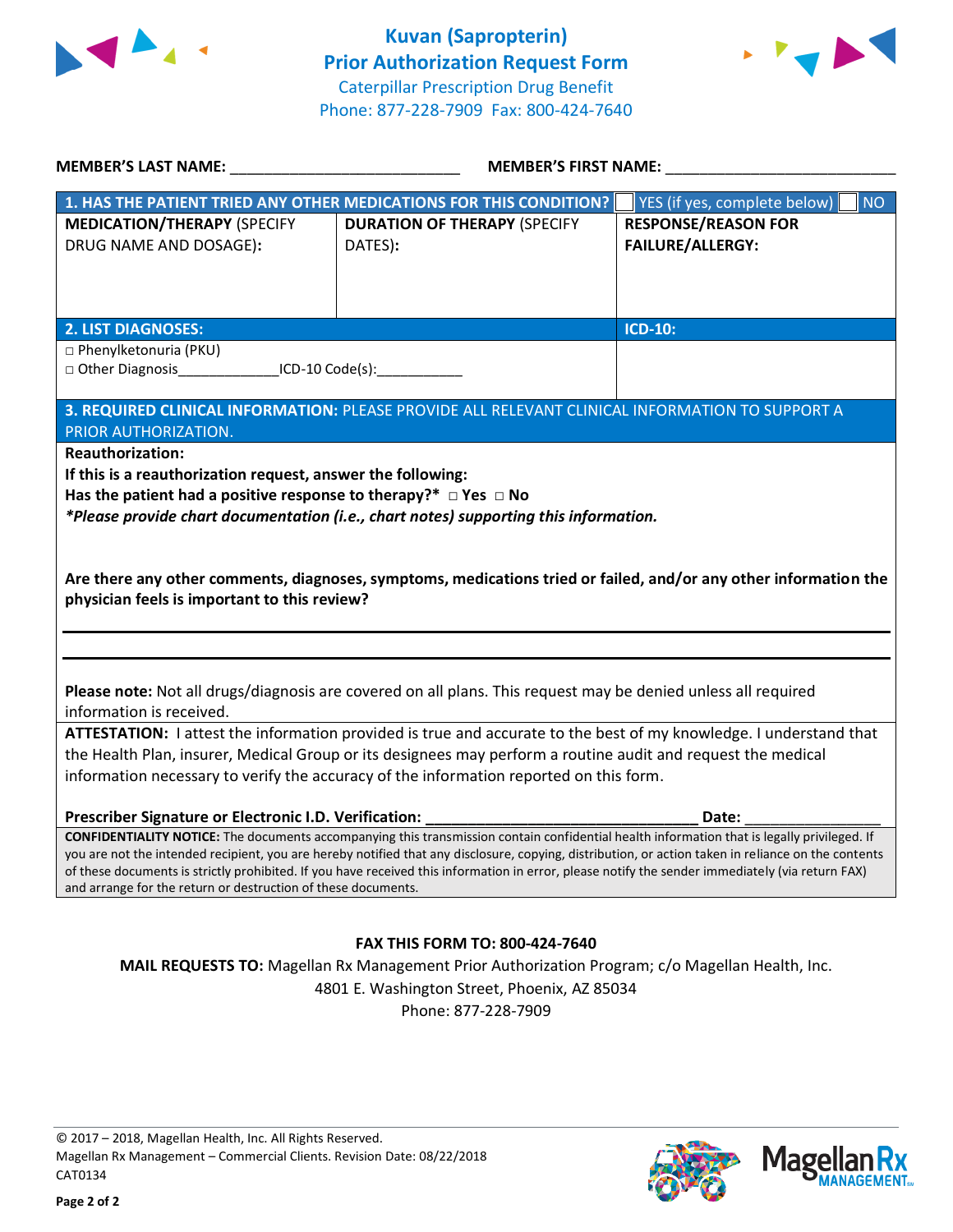# Kuvan (Sapropterin) Prior Authorization Request Form

Caterpillar Prescription Drug Benefit
Phone: 877-228-7909 Fax: 800-424-7640

**MEMBER'S LAST NAME:** ___________________________ **MEMBER'S FIRST NAME:** ___________________________

| **1. HAS THE PATIENT TRIED ANY OTHER MEDICATIONS FOR THIS CONDITION?** | | ☐ YES (if yes, complete below) ☐ NO |
|---|---|---|
| **MEDICATION/THERAPY** (SPECIFY DRUG NAME AND DOSAGE): | **DURATION OF THERAPY** (SPECIFY DATES): | **RESPONSE/REASON FOR FAILURE/ALLERGY:** |
| | | |

| **2. LIST DIAGNOSES:** | **ICD-10:** |
|---|---|
| □ Phenylketonuria (PKU)<br>□ Other Diagnosis_____________ICD-10 Code(s):___________ | |

**3. REQUIRED CLINICAL INFORMATION:** PLEASE PROVIDE ALL RELEVANT CLINICAL INFORMATION TO SUPPORT A PRIOR AUTHORIZATION.

**Reauthorization:**

**If this is a reauthorization request, answer the following:**

**Has the patient had a positive response to therapy?*** □ Yes □ No

***Please provide chart documentation (i.e., chart notes) supporting this information.***

**Are there any other comments, diagnoses, symptoms, medications tried or failed, and/or any other information the physician feels is important to this review?**

___________________________________________________________________________

___________________________________________________________________________

**Please note:** Not all drugs/diagnosis are covered on all plans. This request may be denied unless all required information is received.

**ATTESTATION:** I attest the information provided is true and accurate to the best of my knowledge. I understand that the Health Plan, insurer, Medical Group or its designees may perform a routine audit and request the medical information necessary to verify the accuracy of the information reported on this form.

**Prescriber Signature or Electronic I.D. Verification:** ________________________________ **Date:** ________________

**CONFIDENTIALITY NOTICE:** The documents accompanying this transmission contain confidential health information that is legally privileged. If you are not the intended recipient, you are hereby notified that any disclosure, copying, distribution, or action taken in reliance on the contents of these documents is strictly prohibited. If you have received this information in error, please notify the sender immediately (via return FAX) and arrange for the return or destruction of these documents.

**FAX THIS FORM TO: 800-424-7640**

**MAIL REQUESTS TO:** Magellan Rx Management Prior Authorization Program; c/o Magellan Health, Inc.
4801 E. Washington Street, Phoenix, AZ 85034
Phone: 877-228-7909

© 2017 – 2018, Magellan Health, Inc. All Rights Reserved.
Magellan Rx Management – Commercial Clients. Revision Date: 08/22/2018
CAT0134